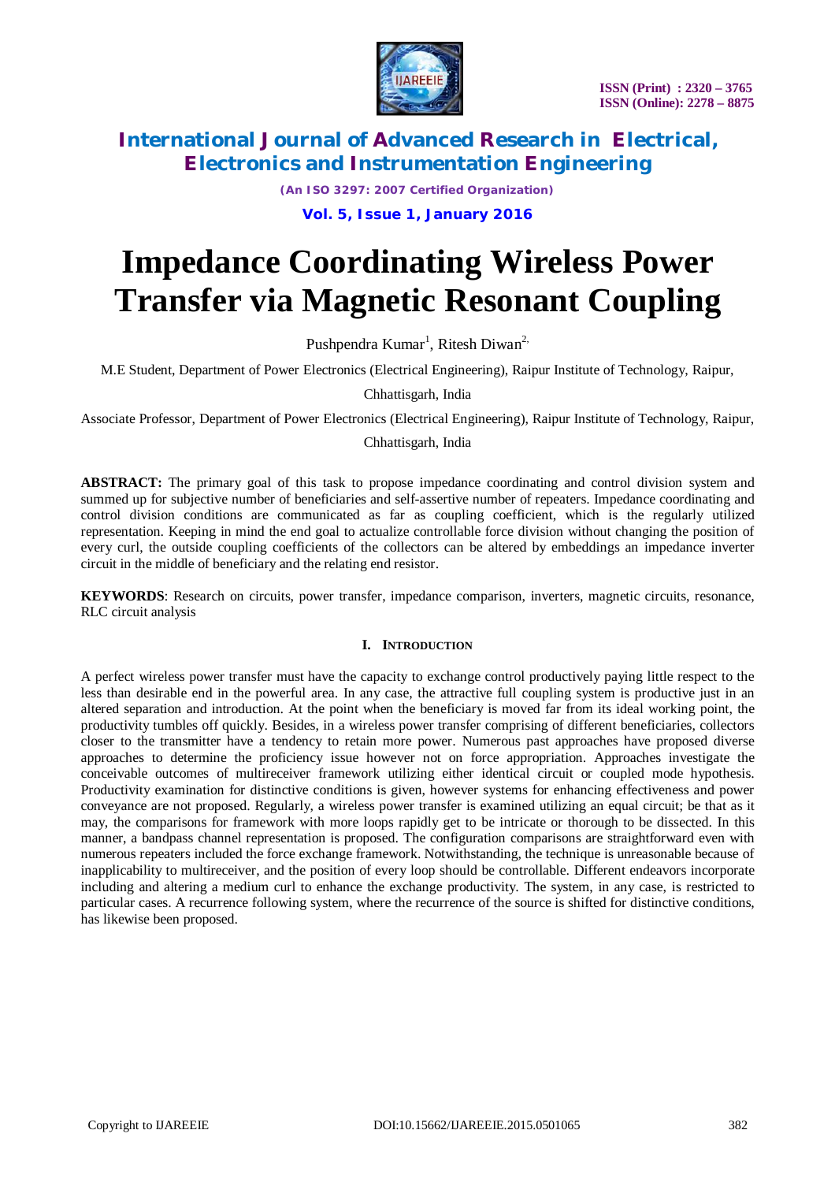# Impedance Coordinating Wireless Power Transfer via Magnetic Resonant Coupling

Pushpendra Kumar[1], Ritesh Diwan[2]

M.E Student, Department of Power Electronics (Electrical Engineering), Raipur Institute of Technology, Raipur, Chhattisgarh, India

Associate Professor, Department of Power Electronics (Electrical Engineering), Raipur Institute of Technology, Raipur, Chhattisgarh, India

**ABSTRACT:** The primary goal of this task to propose impedance coordinating and control division system and summed up for subjective number of beneficiaries and self-assertive number of repeaters. Impedance coordinating and control division conditions are communicated as far as coupling coefficient, which is the regularly utilized representation. Keeping in mind the end goal to actualize controllable force division without changing the position of every curl, the outside coupling coefficients of the collectors can be altered by embeddings an impedance inverter circuit in the middle of beneficiary and the relating end resistor.

**KEYWORDS**: Research on circuits, power transfer, impedance comparison, inverters, magnetic circuits, resonance, RLC circuit analysis

## I. INTRODUCTION

A perfect wireless power transfer must have the capacity to exchange control productively paying little respect to the less than desirable end in the powerful area. In any case, the attractive full coupling system is productive just in an altered separation and introduction. At the point when the beneficiary is moved far from its ideal working point, the productivity tumbles off quickly. Besides, in a wireless power transfer comprising of different beneficiaries, collectors closer to the transmitter have a tendency to retain more power. Numerous past approaches have proposed diverse approaches to determine the proficiency issue however not on force appropriation. Approaches investigate the conceivable outcomes of multireceiver framework utilizing either identical circuit or coupled mode hypothesis. Productivity examination for distinctive conditions is given, however systems for enhancing effectiveness and power conveyance are not proposed. Regularly, a wireless power transfer is examined utilizing an equal circuit; be that as it may, the comparisons for framework with more loops rapidly get to be intricate or thorough to be dissected. In this manner, a bandpass channel representation is proposed. The configuration comparisons are straightforward even with numerous repeaters included the force exchange framework. Notwithstanding, the technique is unreasonable because of inapplicability to multireceiver, and the position of every loop should be controllable. Different endeavors incorporate including and altering a medium curl to enhance the exchange productivity. The system, in any case, is restricted to particular cases. A recurrence following system, where the recurrence of the source is shifted for distinctive conditions, has likewise been proposed.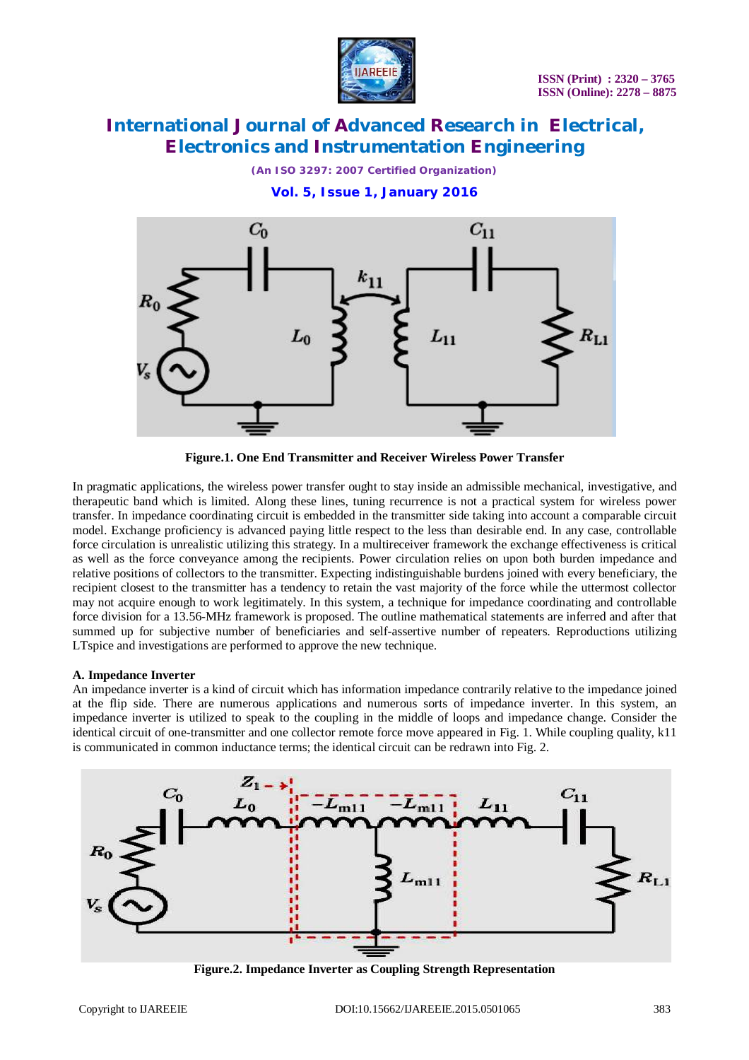Figure.1. One End Transmitter and Receiver Wireless Power Transfer

In pragmatic applications, the wireless power transfer ought to stay inside an admissible mechanical, investigative, and therapeutic band which is limited. Along these lines, tuning recurrence is not a practical system for wireless power transfer. In impedance coordinating circuit is embedded in the transmitter side taking into account a comparable circuit model. Exchange proficiency is advanced paying little respect to the less than desirable end. In any case, controllable force circulation is unrealistic utilizing this strategy. In a multireceiver framework the exchange effectiveness is critical as well as the force conveyance among the recipients. Power circulation relies on upon both burden impedance and relative positions of collectors to the transmitter. Expecting indistinguishable burdens joined with every beneficiary, the recipient closest to the transmitter has a tendency to retain the vast majority of the force while the uttermost collector may not acquire enough to work legitimately. In this system, a technique for impedance coordinating and controllable force division for a 13.56-MHz framework is proposed. The outline mathematical statements are inferred and after that summed up for subjective number of beneficiaries and self-assertive number of repeaters. Reproductions utilizing LTspice and investigations are performed to approve the new technique.

**A. Impedance Inverter**

An impedance inverter is a kind of circuit which has information impedance contrarily relative to the impedance joined at the flip side. There are numerous applications and numerous sorts of impedance inverter. In this system, an impedance inverter is utilized to speak to the coupling in the middle of loops and impedance change. Consider the identical circuit of one-transmitter and one collector remote force move appeared in Fig. 1. While coupling quality, k11 is communicated in common inductance terms; the identical circuit can be redrawn into Fig. 2.

Figure.2. Impedance Inverter as Coupling Strength Representation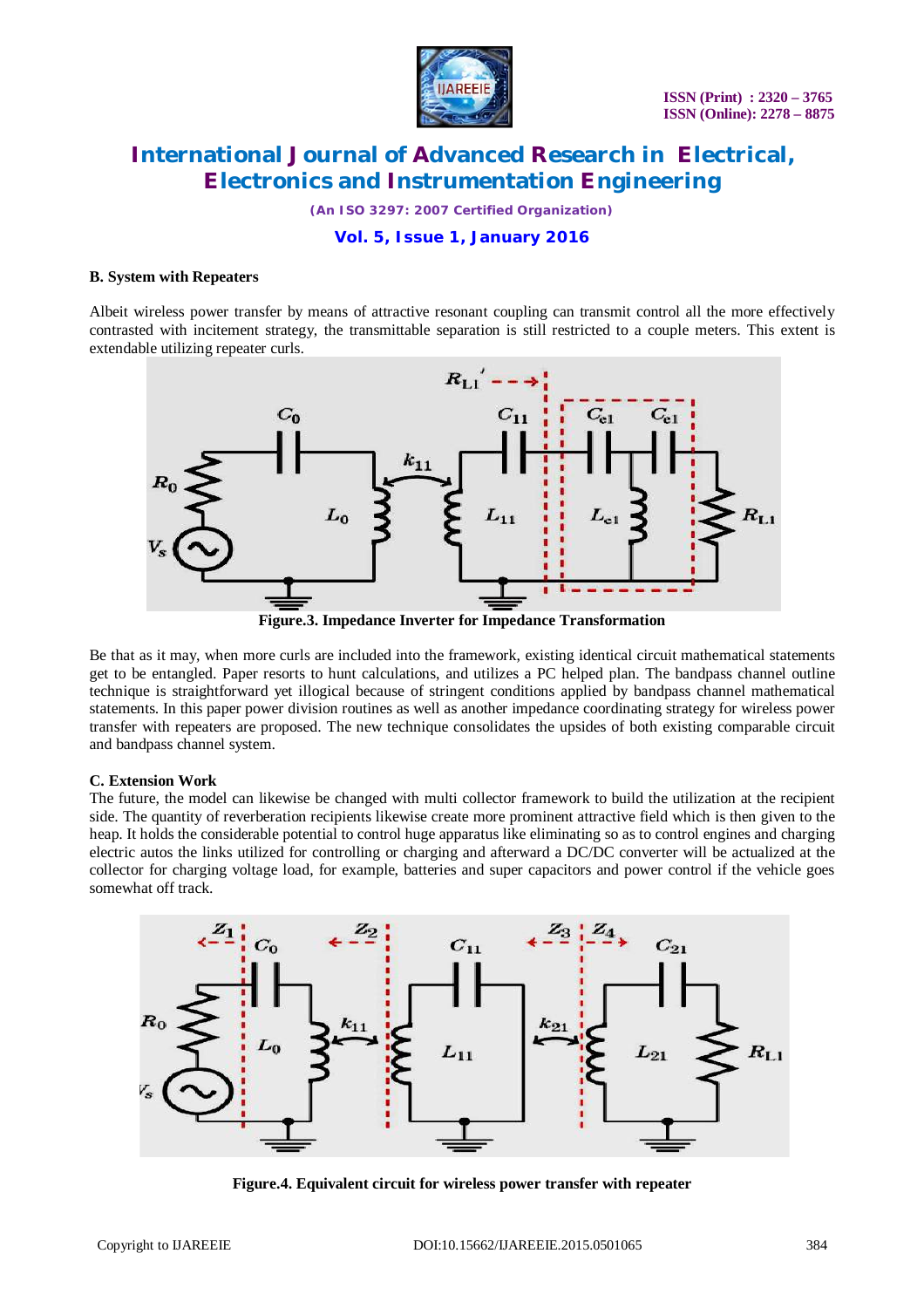**B. System with Repeaters**

Albeit wireless power transfer by means of attractive resonant coupling can transmit control all the more effectively contrasted with incitement strategy, the transmittable separation is still restricted to a couple meters. This extent is extendable utilizing repeater curls.

**Figure.3. Impedance Inverter for Impedance Transformation**

Be that as it may, when more curls are included into the framework, existing identical circuit mathematical statements get to be entangled. Paper resorts to hunt calculations, and utilizes a PC helped plan. The bandpass channel outline technique is straightforward yet illogical because of stringent conditions applied by bandpass channel mathematical statements. In this paper power division routines as well as another impedance coordinating strategy for wireless power transfer with repeaters are proposed. The new technique consolidates the upsides of both existing comparable circuit and bandpass channel system.

**C. Extension Work**

The future, the model can likewise be changed with multi collector framework to build the utilization at the recipient side. The quantity of reverberation recipients likewise create more prominent attractive field which is then given to the heap. It holds the considerable potential to control huge apparatus like eliminating so as to control engines and charging electric autos the links utilized for controlling or charging and afterward a DC/DC converter will be actualized at the collector for charging voltage load, for example, batteries and super capacitors and power control if the vehicle goes somewhat off track.

**Figure.4. Equivalent circuit for wireless power transfer with repeater**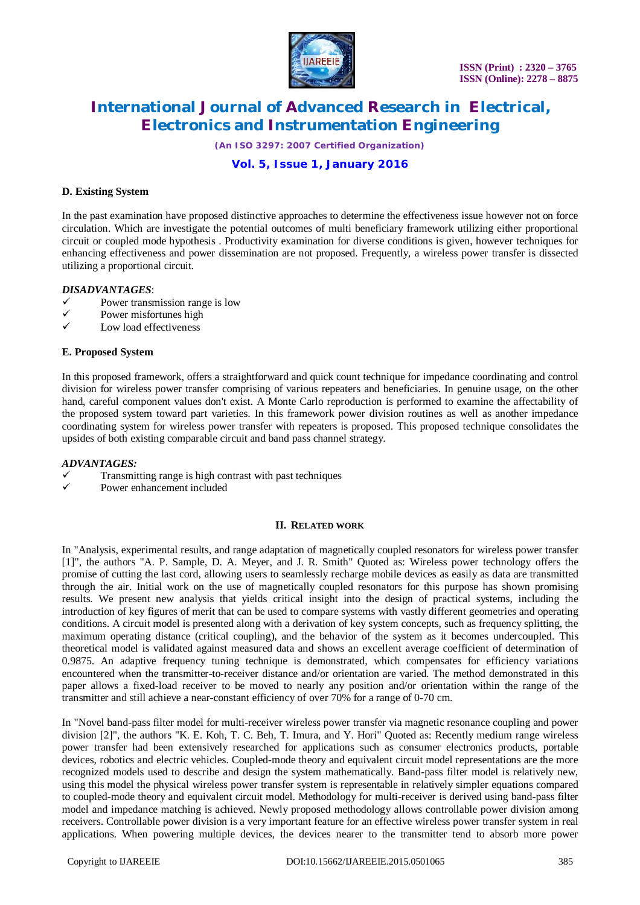### D. Existing System

In the past examination have proposed distinctive approaches to determine the effectiveness issue however not on force circulation. Which are investigate the potential outcomes of multi beneficiary framework utilizing either proportional circuit or coupled mode hypothesis . Productivity examination for diverse conditions is given, however techniques for enhancing effectiveness and power dissemination are not proposed. Frequently, a wireless power transfer is dissected utilizing a proportional circuit.

***DISADVANTAGES***:

- ✓ Power transmission range is low
- ✓ Power misfortunes high
- ✓ Low load effectiveness

### E. Proposed System

In this proposed framework, offers a straightforward and quick count technique for impedance coordinating and control division for wireless power transfer comprising of various repeaters and beneficiaries. In genuine usage, on the other hand, careful component values don't exist. A Monte Carlo reproduction is performed to examine the affectability of the proposed system toward part varieties. In this framework power division routines as well as another impedance coordinating system for wireless power transfer with repeaters is proposed. This proposed technique consolidates the upsides of both existing comparable circuit and band pass channel strategy.

***ADVANTAGES:***

- ✓ Transmitting range is high contrast with past techniques
- ✓ Power enhancement included

## II. Related Work

In "Analysis, experimental results, and range adaptation of magnetically coupled resonators for wireless power transfer [1]", the authors "A. P. Sample, D. A. Meyer, and J. R. Smith" Quoted as: Wireless power technology offers the promise of cutting the last cord, allowing users to seamlessly recharge mobile devices as easily as data are transmitted through the air. Initial work on the use of magnetically coupled resonators for this purpose has shown promising results. We present new analysis that yields critical insight into the design of practical systems, including the introduction of key figures of merit that can be used to compare systems with vastly different geometries and operating conditions. A circuit model is presented along with a derivation of key system concepts, such as frequency splitting, the maximum operating distance (critical coupling), and the behavior of the system as it becomes undercoupled. This theoretical model is validated against measured data and shows an excellent average coefficient of determination of 0.9875. An adaptive frequency tuning technique is demonstrated, which compensates for efficiency variations encountered when the transmitter-to-receiver distance and/or orientation are varied. The method demonstrated in this paper allows a fixed-load receiver to be moved to nearly any position and/or orientation within the range of the transmitter and still achieve a near-constant efficiency of over 70% for a range of 0-70 cm.

In "Novel band-pass filter model for multi-receiver wireless power transfer via magnetic resonance coupling and power division [2]", the authors "K. E. Koh, T. C. Beh, T. Imura, and Y. Hori" Quoted as: Recently medium range wireless power transfer had been extensively researched for applications such as consumer electronics products, portable devices, robotics and electric vehicles. Coupled-mode theory and equivalent circuit model representations are the more recognized models used to describe and design the system mathematically. Band-pass filter model is relatively new, using this model the physical wireless power transfer system is representable in relatively simpler equations compared to coupled-mode theory and equivalent circuit model. Methodology for multi-receiver is derived using band-pass filter model and impedance matching is achieved. Newly proposed methodology allows controllable power division among receivers. Controllable power division is a very important feature for an effective wireless power transfer system in real applications. When powering multiple devices, the devices nearer to the transmitter tend to absorb more power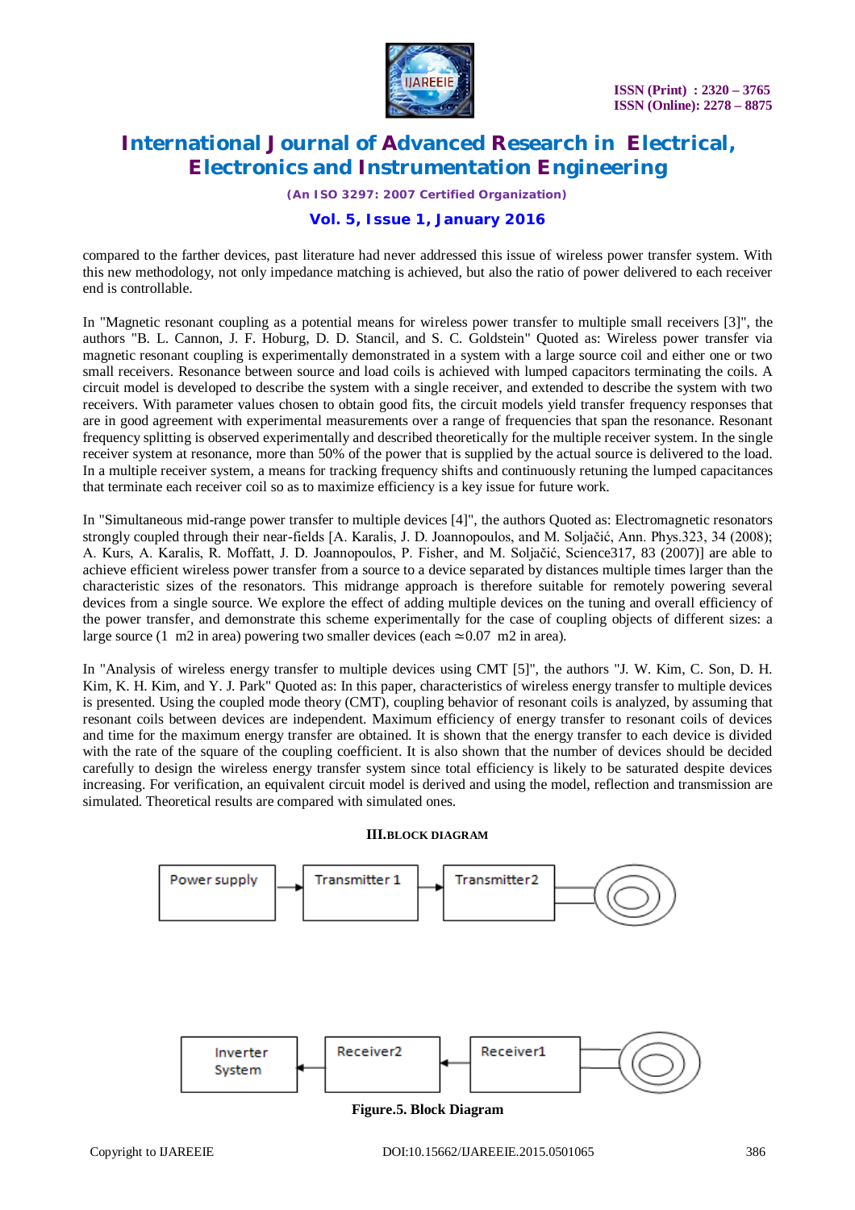compared to the farther devices, past literature had never addressed this issue of wireless power transfer system. With this new methodology, not only impedance matching is achieved, but also the ratio of power delivered to each receiver end is controllable.

In "Magnetic resonant coupling as a potential means for wireless power transfer to multiple small receivers [3]", the authors "B. L. Cannon, J. F. Hoburg, D. D. Stancil, and S. C. Goldstein" Quoted as: Wireless power transfer via magnetic resonant coupling is experimentally demonstrated in a system with a large source coil and either one or two small receivers. Resonance between source and load coils is achieved with lumped capacitors terminating the coils. A circuit model is developed to describe the system with a single receiver, and extended to describe the system with two receivers. With parameter values chosen to obtain good fits, the circuit models yield transfer frequency responses that are in good agreement with experimental measurements over a range of frequencies that span the resonance. Resonant frequency splitting is observed experimentally and described theoretically for the multiple receiver system. In the single receiver system at resonance, more than 50% of the power that is supplied by the actual source is delivered to the load. In a multiple receiver system, a means for tracking frequency shifts and continuously retuning the lumped capacitances that terminate each receiver coil so as to maximize efficiency is a key issue for future work.

In "Simultaneous mid-range power transfer to multiple devices [4]", the authors Quoted as: Electromagnetic resonators strongly coupled through their near-fields [A. Karalis, J. D. Joannopoulos, and M. Soljačić, Ann. Phys.323, 34 (2008); A. Kurs, A. Karalis, R. Moffatt, J. D. Joannopoulos, P. Fisher, and M. Soljačić, Science317, 83 (2007)] are able to achieve efficient wireless power transfer from a source to a device separated by distances multiple times larger than the characteristic sizes of the resonators. This midrange approach is therefore suitable for remotely powering several devices from a single source. We explore the effect of adding multiple devices on the tuning and overall efficiency of the power transfer, and demonstrate this scheme experimentally for the case of coupling objects of different sizes: a large source (1 m2 in area) powering two smaller devices (each ≃0.07 m2 in area).

In "Analysis of wireless energy transfer to multiple devices using CMT [5]", the authors "J. W. Kim, C. Son, D. H. Kim, K. H. Kim, and Y. J. Park" Quoted as: In this paper, characteristics of wireless energy transfer to multiple devices is presented. Using the coupled mode theory (CMT), coupling behavior of resonant coils is analyzed, by assuming that resonant coils between devices are independent. Maximum efficiency of energy transfer to resonant coils of devices and time for the maximum energy transfer are obtained. It is shown that the energy transfer to each device is divided with the rate of the square of the coupling coefficient. It is also shown that the number of devices should be decided carefully to design the wireless energy transfer system since total efficiency is likely to be saturated despite devices increasing. For verification, an equivalent circuit model is derived and using the model, reflection and transmission are simulated. Theoretical results are compared with simulated ones.

## III.BLOCK DIAGRAM

Power supply → Transmitter 1 → Transmitter2

Inverter System ← Receiver2 ← Receiver1

**Figure.5. Block Diagram**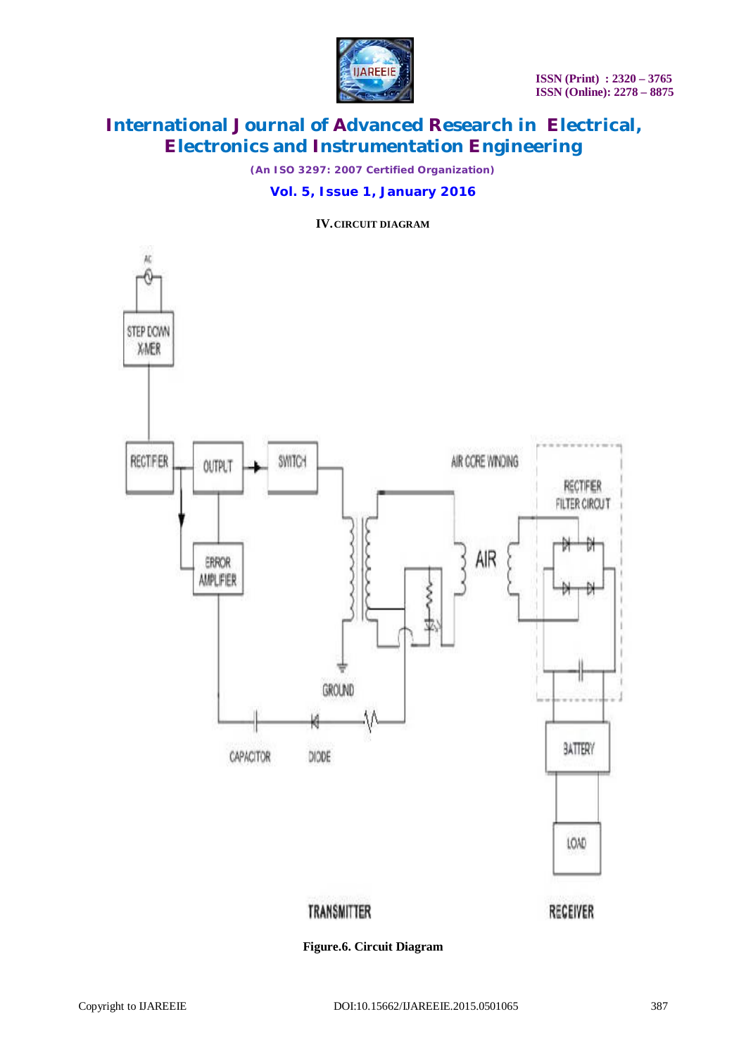## IV. CIRCUIT DIAGRAM

Figure.6. Circuit Diagram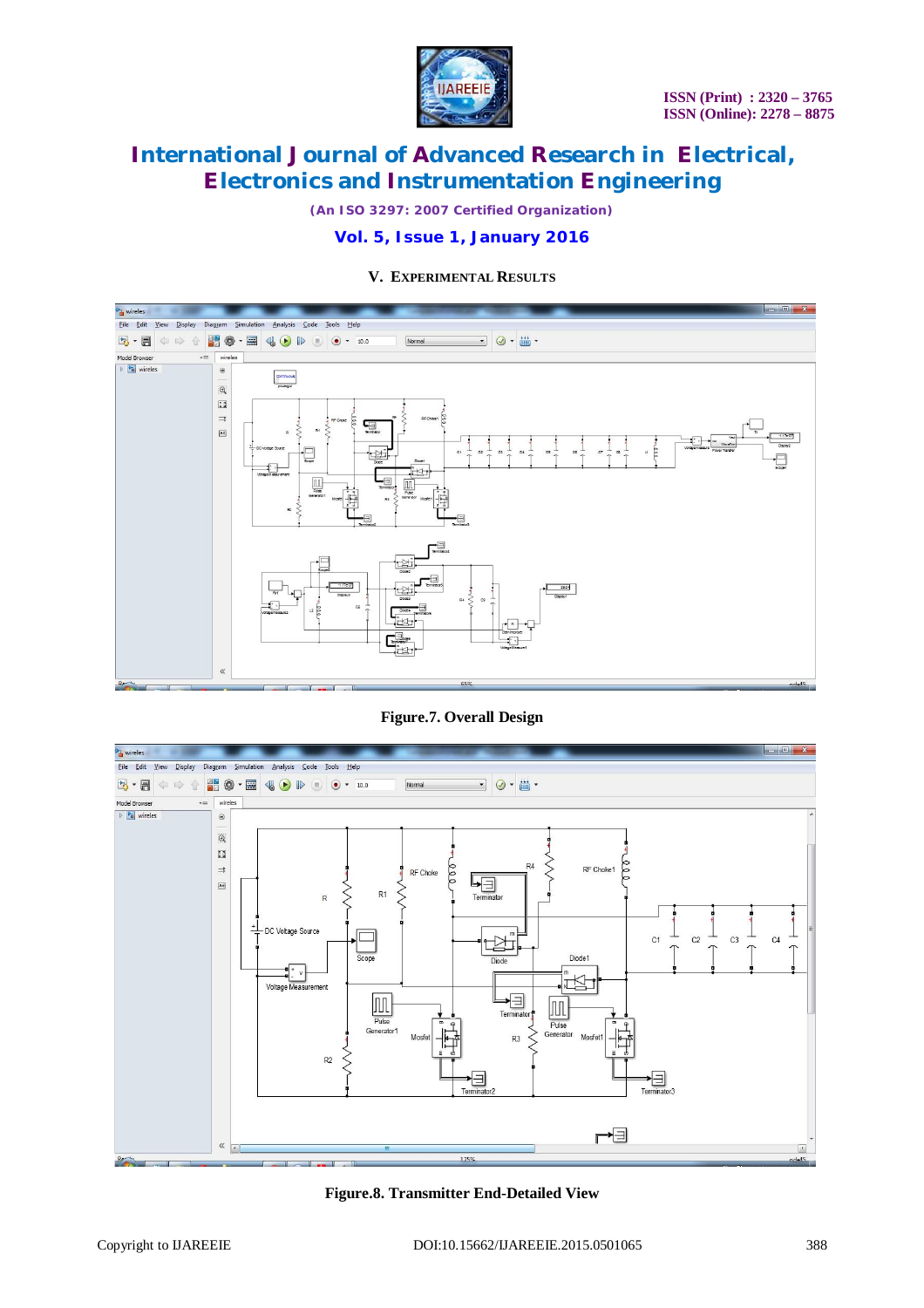## V. EXPERIMENTAL RESULTS

Figure.7. Overall Design

Figure.8. Transmitter End-Detailed View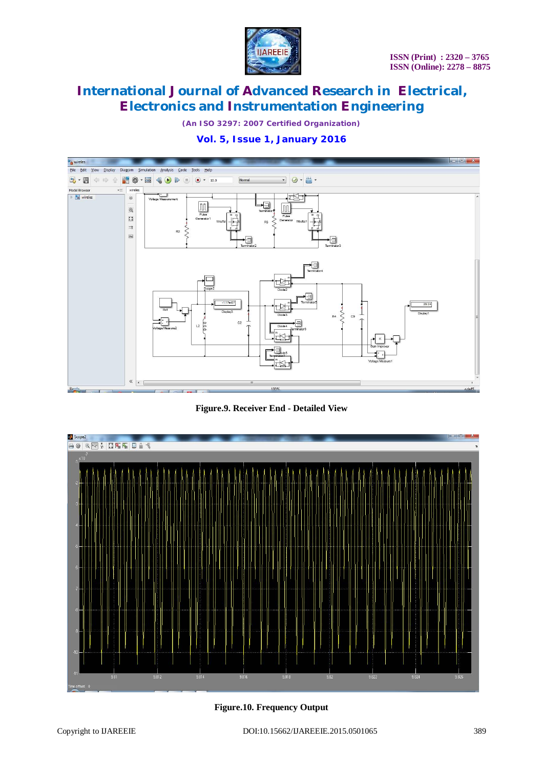Figure.9. Receiver End - Detailed View

Figure.10. Frequency Output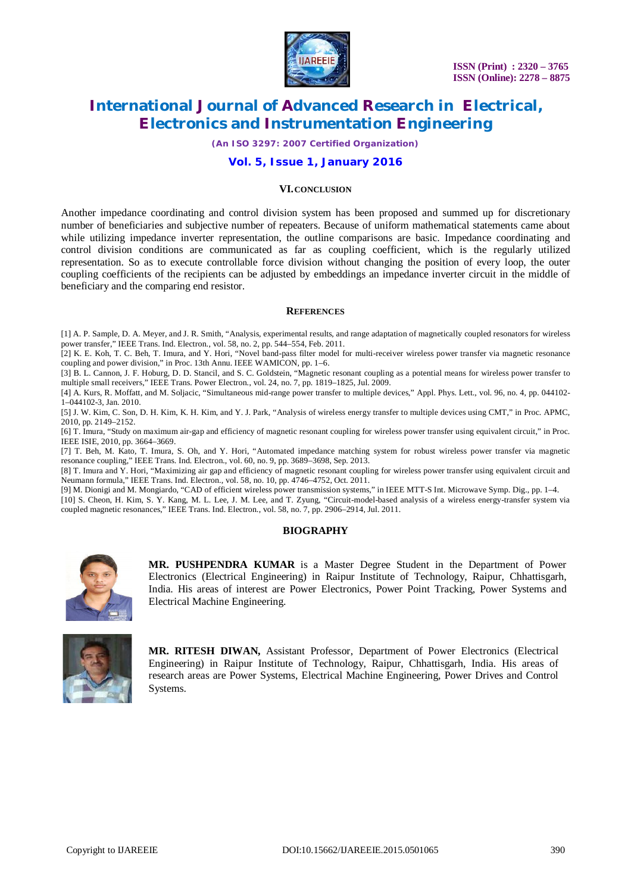## VI. CONCLUSION

Another impedance coordinating and control division system has been proposed and summed up for discretionary number of beneficiaries and subjective number of repeaters. Because of uniform mathematical statements came about while utilizing impedance inverter representation, the outline comparisons are basic. Impedance coordinating and control division conditions are communicated as far as coupling coefficient, which is the regularly utilized representation. So as to execute controllable force division without changing the position of every loop, the outer coupling coefficients of the recipients can be adjusted by embeddings an impedance inverter circuit in the middle of beneficiary and the comparing end resistor.

## REFERENCES

[1] A. P. Sample, D. A. Meyer, and J. R. Smith, "Analysis, experimental results, and range adaptation of magnetically coupled resonators for wireless power transfer," IEEE Trans. Ind. Electron., vol. 58, no. 2, pp. 544–554, Feb. 2011.

[2] K. E. Koh, T. C. Beh, T. Imura, and Y. Hori, "Novel band-pass filter model for multi-receiver wireless power transfer via magnetic resonance coupling and power division," in Proc. 13th Annu. IEEE WAMICON, pp. 1–6.

[3] B. L. Cannon, J. F. Hoburg, D. D. Stancil, and S. C. Goldstein, "Magnetic resonant coupling as a potential means for wireless power transfer to multiple small receivers," IEEE Trans. Power Electron., vol. 24, no. 7, pp. 1819–1825, Jul. 2009.

[4] A. Kurs, R. Moffatt, and M. Soljacic, "Simultaneous mid-range power transfer to multiple devices," Appl. Phys. Lett., vol. 96, no. 4, pp. 044102-1–044102-3, Jan. 2010.

[5] J. W. Kim, C. Son, D. H. Kim, K. H. Kim, and Y. J. Park, "Analysis of wireless energy transfer to multiple devices using CMT," in Proc. APMC, 2010, pp. 2149–2152.

[6] T. Imura, "Study on maximum air-gap and efficiency of magnetic resonant coupling for wireless power transfer using equivalent circuit," in Proc. IEEE ISIE, 2010, pp. 3664–3669.

[7] T. Beh, M. Kato, T. Imura, S. Oh, and Y. Hori, "Automated impedance matching system for robust wireless power transfer via magnetic resonance coupling," IEEE Trans. Ind. Electron., vol. 60, no. 9, pp. 3689–3698, Sep. 2013.

[8] T. Imura and Y. Hori, "Maximizing air gap and efficiency of magnetic resonant coupling for wireless power transfer using equivalent circuit and Neumann formula," IEEE Trans. Ind. Electron., vol. 58, no. 10, pp. 4746–4752, Oct. 2011.

[9] M. Dionigi and M. Mongiardo, "CAD of efficient wireless power transmission systems," in IEEE MTT-S Int. Microwave Symp. Dig., pp. 1–4.

[10] S. Cheon, H. Kim, S. Y. Kang, M. L. Lee, J. M. Lee, and T. Zyung, "Circuit-model-based analysis of a wireless energy-transfer system via coupled magnetic resonances," IEEE Trans. Ind. Electron., vol. 58, no. 7, pp. 2906–2914, Jul. 2011.

## BIOGRAPHY

**MR. PUSHPENDRA KUMAR** is a Master Degree Student in the Department of Power Electronics (Electrical Engineering) in Raipur Institute of Technology, Raipur, Chhattisgarh, India. His areas of interest are Power Electronics, Power Point Tracking, Power Systems and Electrical Machine Engineering.

**MR. RITESH DIWAN,** Assistant Professor, Department of Power Electronics (Electrical Engineering) in Raipur Institute of Technology, Raipur, Chhattisgarh, India. His areas of research areas are Power Systems, Electrical Machine Engineering, Power Drives and Control Systems.